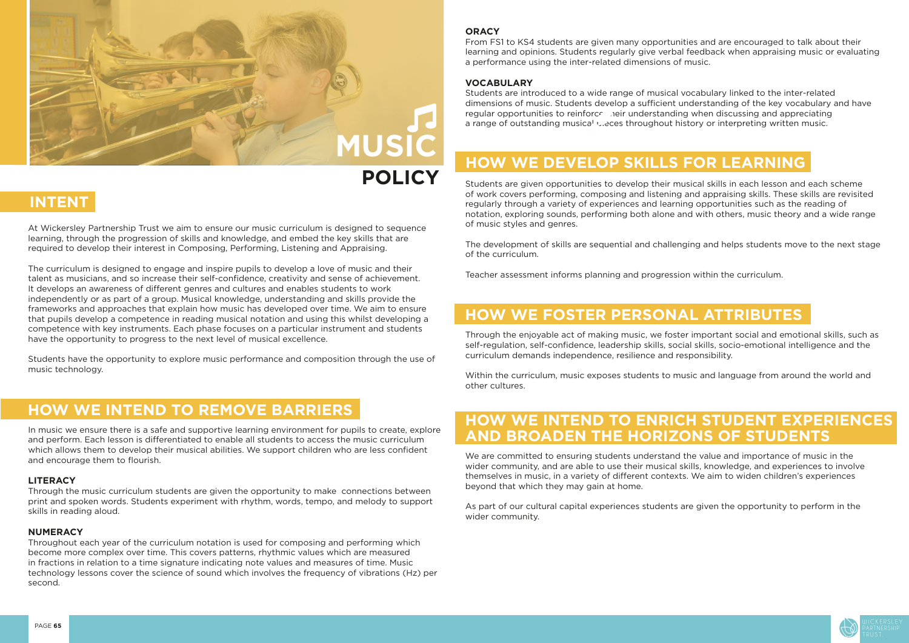# MUSIC POLICY

## INTENT

At Wickersley Partnership Trust we aim to ensure our music curriculum is designed to sequence learning, through the progression of skills and knowledge, and embed the key skills that are required to develop their interest in Composing, Performing, Listening and Appraising.

The curriculum is designed to engage and inspire pupils to develop a love of music and their talent as musicians, and so increase their self-confidence, creativity and sense of achievement. It develops an awareness of different genres and cultures and enables students to work independently or as part of a group. Musical knowledge, understanding and skills provide the frameworks and approaches that explain how music has developed over time. We aim to ensure that pupils develop a competence in reading musical notation and using this whilst developing a competence with key instruments. Each phase focuses on a particular instrument and students have the opportunity to progress to the next level of musical excellence.

Students have the opportunity to explore music performance and composition through the use of music technology.

## HOW WE INTEND TO REMOVE BARRIERS

In music we ensure there is a safe and supportive learning environment for pupils to create, explore and perform. Each lesson is differentiated to enable all students to access the music curriculum which allows them to develop their musical abilities. We support children who are less confident and encourage them to flourish.

**LITERACY**

Through the music curriculum students are given the opportunity to make connections between print and spoken words. Students experiment with rhythm, words, tempo, and melody to support skills in reading aloud.

**NUMERACY**

Throughout each year of the curriculum notation is used for composing and performing which become more complex over time. This covers patterns, rhythmic values which are measured in fractions in relation to a time signature indicating note values and measures of time. Music technology lessons cover the science of sound which involves the frequency of vibrations (Hz) per second.

**ORACY**

From FS1 to KS4 students are given many opportunities and are encouraged to talk about their learning and opinions. Students regularly give verbal feedback when appraising music or evaluating a performance using the inter-related dimensions of music.

**VOCABULARY**

Students are introduced to a wide range of musical vocabulary linked to the inter-related dimensions of music. Students develop a sufficient understanding of the key vocabulary and have regular opportunities to reinforce their understanding when discussing and appreciating a range of outstanding musical pieces throughout history or interpreting written music.

## HOW WE DEVELOP SKILLS FOR LEARNING

Students are given opportunities to develop their musical skills in each lesson and each scheme of work covers performing, composing and listening and appraising skills. These skills are revisited regularly through a variety of experiences and learning opportunities such as the reading of notation, exploring sounds, performing both alone and with others, music theory and a wide range of music styles and genres.

The development of skills are sequential and challenging and helps students move to the next stage of the curriculum.

Teacher assessment informs planning and progression within the curriculum.

## HOW WE FOSTER PERSONAL ATTRIBUTES

Through the enjoyable act of making music, we foster important social and emotional skills, such as self-regulation, self-confidence, leadership skills, social skills, socio-emotional intelligence and the curriculum demands independence, resilience and responsibility.

Within the curriculum, music exposes students to music and language from around the world and other cultures.

## HOW WE INTEND TO ENRICH STUDENT EXPERIENCES AND BROADEN THE HORIZONS OF STUDENTS

We are committed to ensuring students understand the value and importance of music in the wider community, and are able to use their musical skills, knowledge, and experiences to involve themselves in music, in a variety of different contexts. We aim to widen children's experiences beyond that which they may gain at home.

As part of our cultural capital experiences students are given the opportunity to perform in the wider community.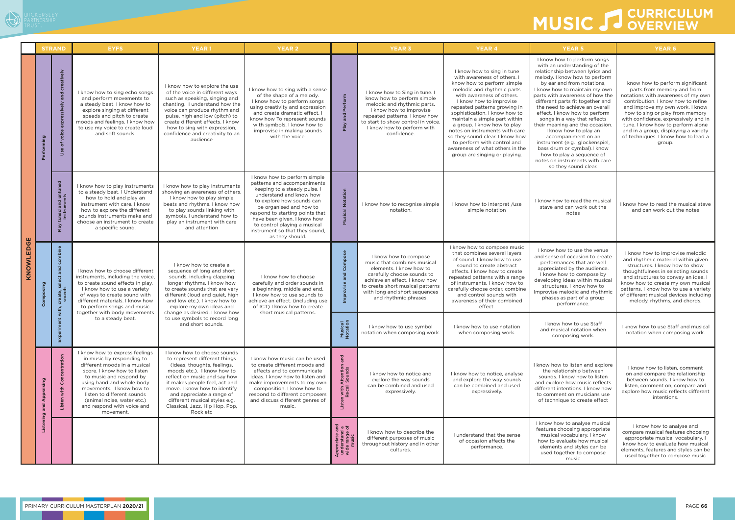# MUSIC CURRICULUM OVERVIEW

| | STRAND | | EYFS | YEAR 1 | YEAR 2 | | YEAR 3 | YEAR 4 | YEAR 5 | YEAR 6 |
|---|---|---|---|---|---|---|---|---|---|---|
| KNOWLEDGE | Performing | Use of voice expressively and creatively | I know how to sing echo songs and perform movements to a steady beat. I know how to explore singing at different speeds and pitch to create moods and feelings. I know how to use my voice to create loud and soft sounds. | I know how to explore the use of the voice in different ways such as speaking, singing and chanting. I understand how the voice can produce rhythm and pulse, high and low (pitch) to create different effects. I know how to sing with expression, confidence and creativity to an audience | I know how to sing with a sense of the shape of a melody. I know how to perform songs using creativity and expression and create dramatic effect. I know how To represent sounds with symbols. I know how to improvise in making sounds with the voice. | Play and Perform | I know how to Sing in tune. I know how to perform simple melodic and rhythmic parts. I know how to improvise repeated patterns. I know how to start to show control in voice. I know how to perform with confidence. | I know how to sing in tune with awareness of others. I know how to perform simple melodic and rhythmic parts with awareness of others. I know how to improvise repeated patterns growing in sophistication. I know how to maintain a simple part within a group. I know how to play notes on instruments with care so they sound clear. I know how to perform with control and awareness of what others in the group are singing or playing. | I know how to perform songs with an understanding of the relationship between lyrics and melody. I know how to perform by ear and from notations, I know how to maintain my own parts with awareness of how the different parts fit together and the need to achieve an overall effect. I know how to perform songs in a way that reflects their meaning and the occasion. I know how to play an accompaniment on an instrument (e.g. glockenspiel, bass drum or cymbal).I know how to play a sequence of notes on instruments with care so they sound clear. | I know how to perform significant parts from memory and from notations with awareness of my own contribution. I know how to refine and improve my own work. I know how to sing or play from memory with confidence, expressively and in a group, displaying a variety of techniques. I know how to perform alone and in a group. I know how to lead a group. |
| | | Play tuned and untuned instruments | I know how to play instruments to a steady beat. I Understand how to hold and play an instrument with care. I know how to explore the different sounds instruments make and choose an instrument to create a specific sound. | I know how to play instruments showing an awareness of others. I know how to play simple beats and rhythms. I know how to play sounds linking with symbols. I understand how to play an instrument with care and attention | I know how to perform simple patterns and accompaniments keeping to a steady pulse. I understand and know how to explore how sounds can be organised and how to respond to starting points that have been given. I know how to control playing a musical instrument so that they sound, as they should. | Musical Notation | I know how to recognise simple notation. | I know how to interpret /use simple notation | I know how to read the musical stave and can work out the notes | I know how to read the musical stave and can work out the notes |
| | Composing | Experiment with, create, select and combine sounds | I know how to choose different instruments, including the voice, to create sound effects in play. I know how to use a variety of ways to create sound with different materials. I know how to perform songs and music together with body movements to a steady beat. | I know how to create a sequence of long and short sounds, including clapping longer rhythms. I know how to create sounds that are very different (loud and quiet, high and low etc.). I know how to explore my own ideas and change as desired. I know how to use symbols to record long and short sounds. | I know how to choose carefully and order sounds in a beginning, middle and end. I know how to use sounds to achieve an effect. (including use of ICT) I know how to create short musical patterns. | Improvise and Compose | I know how to compose music that combines musical elements. I know how to carefully choose sounds to achieve an effect. I know how to create short musical patterns with long and short sequences and rhythmic phrases. | I know how to compose music that combines several layers of sound. I know how to use sound to create abstract effects. I know how to create repeated patterns with a range of instruments. I know how to carefully choose order, combine and control sounds with awareness of their combined effect. | I know how to use the venue and sense of occasion to create performances that are well appreciated by the audience. I know how to compose by developing ideas within musical structures. I know how to Improvise melodic and rhythmic phases as part of a group performance. | I know how to improvise melodic and rhythmic material within given structures. I know how to show thoughtfulness in selecting sounds and structures to convey an idea. I know how to create my own musical patterns. I know how to use a variety of different musical devices including melody, rhythms, and chords. |
| | | | | | | Musical Notation | I know how to use symbol notation when composing work. | I know how to use notation when composing work. | I know how to use Staff and musical notation when composing work. | I know how to use Staff and musical notation when composing work. |
| | Listening and Appraising | Listen with Concentration | I know how to express feelings in music by responding to different moods in a musical score. I know how to listen to music and respond by using hand and whole body movements. I know how to listen to different sounds (animal noise, water etc.) and respond with voice and movement. | I know how to choose sounds to represent different things (ideas, thoughts, feelings, moods etc.). I know how to reflect on music and say how it makes people feel, act and move. I know how to identify and appreciate a range of different musical styles e.g. Classical, Jazz, Hip Hop, Pop, Rock etc | I know how music can be used to create different moods and effects and to communicate ideas. I know how to listen and make improvements to my own composition. I know how to respond to different composers and discuss different genres of music. | Listen with Attention and Recall Sounds | I know how to notice and explore the way sounds can be combined and used expressively. | I know how to notice, analyse and explore the way sounds can be combined and used expressively. | I know how to listen and explore the relationship between sounds. I know how to listen and explore how music reflects different intentions. I know how to comment on musicians use of technique to create effect | I know how to listen, comment on and compare the relationship between sounds. I know how to listen, comment on, compare and explore how music reflects different intentions. |
| | | | | | | Appreciate and understand a wide range of music | I know how to describe the different purposes of music throughout history and in other cultures. | I understand that the sense of occasion affects the performance. | I know how to analyse musical features choosing appropriate musical vocabulary. I know how to evaluate how musical elements and styles can be used together to compose music | I know how to analyse and compare musical features choosing appropriate musical vocabulary. I know how to evaluate how musical elements, features and styles can be used together to compose music |

PRIMARY CURRICULUM MASTERPLAN **2020/21**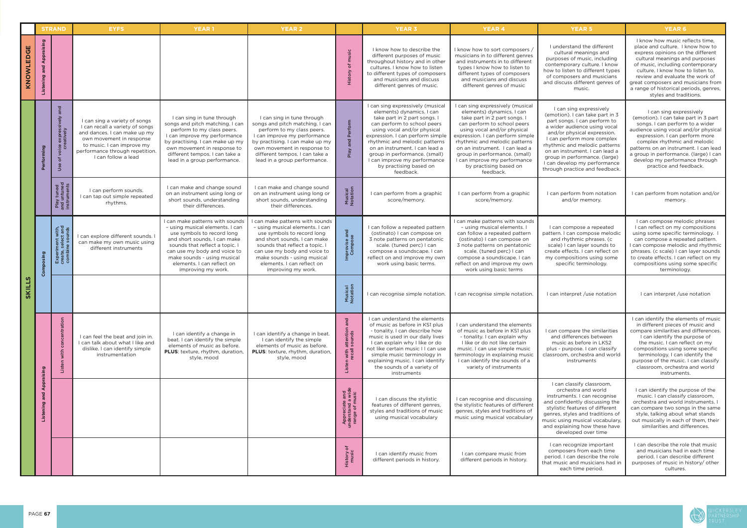| | STRAND | | EYFS | YEAR 1 | YEAR 2 | | YEAR 3 | YEAR 4 | YEAR 5 | YEAR 6 |
|---|---|---|---|---|---|---|---|---|---|---|
| KNOWLEDGE | Listening and Appraising | | | | | History of music | I know how to describe the different purposes of music throughout history and in other cultures. I know how to listen to different types of composers and musicians and discuss different genres of music. | I know how to sort composers / musicians in to different genres and instruments in to different types I know how to listen to different types of composers and musicians and discuss different genres of music | I understand the different cultural meanings and purposes of music, including contemporary culture. I know how to listen to different types of composers and musicians and discuss different genres of music. | I know how music reflects time, place and culture. I know how to express opinions on the different cultural meanings and purposes of music, including contemporary culture. I know how to listen to, review and evaluate the work of great composers and musicians from a range of historical periods, genres, styles and traditions. |
| SKILLS | Performing | Use of voice expressively and creatively | I can sing a variety of songs I can recall a variety of songs and dances. I can make up my own movement in response to music. I can improve my performance through repetition. I can follow a lead | I can sing in tune through songs and pitch matching. I can perform to my class peers. I can improve my performance by practising. I can make up my own movement in response to different tempos. I can take a lead in a group performance. | I can sing in tune through songs and pitch matching. I can perform to my class peers. I can improve my performance by practising. I can make up my own movement in response to different tempos. I can take a lead in a group performance. | Play and Perform | I can sing expressively (musical elements) dynamics. I can take part in 2 part songs. I can perform to school peers using vocal and/or physical expression. I can perform simple rhythmic and melodic patterns on an instrument. I can lead a group in performance. (small) I can improve my performance by practising based on feedback. | I can sing expressively (musical elements) dynamics. I can take part in 2 part songs. I can perform to school peers using vocal and/or physical expression. I can perform simple rhythmic and melodic patterns on an instrument. I can lead a group in performance. (small) I can improve my performance by practising based on feedback. | I can sing expressively (emotion). I can take part in 3 part songs. I can perform to a wider audience using vocal and/or physical expression. I can perform more complex rhythmic and melodic patterns on an instrument. I can lead a group in performance. (large) I can develop my performance through practice and feedback. | I can sing expressively (emotion). I can take part in 3 part songs. I can perform to a wider audience using vocal and/or physical expression. I can perform more complex rhythmic and melodic patterns on an instrument. I can lead a group in performance. (large) I can develop my performance through practice and feedback. |
| | | Play tuned and untuned instruments | I can perform sounds. I can tap out simple repeated rhythms. | I can make and change sound on an instrument using long or short sounds, understanding their differences. | I can make and change sound on an instrument using long or short sounds, understanding their differences. | Musical Notation | I can perform from a graphic score/memory. | I can perform from a graphic score/memory. | I can perform from notation and/or memory. | I can perform from notation and/or memory. |
| | Composing | Experiment with, create, select and combine sounds | I can explore different sounds. I can make my own music using different instruments | I can make patterns with sounds – using musical elements. I can use symbols to record long and short sounds. I can make sounds that reflect a topic. I can use my body and voice to make sounds - using musical elements. I can reflect on improving my work. | I can make patterns with sounds – using musical elements. I can use symbols to record long and short sounds. I can make sounds that reflect a topic. I can use my body and voice to make sounds - using musical elements. I can reflect on improving my work. | Improvise and Compose | I can follow a repeated pattern (ostinato) I can compose on 3 note patterns on pentatonic scale. (tuned perc) I can compose a soundscape. I can reflect on and improve my own work using basic terms. | I can make patterns with sounds – using musical elements. I can follow a repeated pattern (ostinato) I can compose on 3 note patterns on pentatonic scale. (tuned perc) I can compose a soundscape. I can reflect on and improve my own work using basic terms | I can compose a repeated pattern. I can compose melodic and rhythmic phrases. (c scale) I can layer sounds to create effects. I can reflect on my compositions using some specific terminology. | I can compose melodic phrases I can reflect on my compositions using some specific terminology. I can compose a repeated pattern. I can compose melodic and rhythmic phrases. (c scale) I can layer sounds to create effects. I can reflect on my compositions using some specific terminology. |
| | | | | | | Musical Notation | I can recognise simple notation. | I can recognise simple notation. | I can interpret /use notation | I can interpret /use notation |
| | Listening and Appraising | Listen with concentration | I can feel the beat and join in. I can talk about what I like and dislike. I can identify simple instrumentation | I can identify a change in beat. I can identify the simple elements of music as before. **PLUS**: texture, rhythm, duration, style, mood | I can identify a change in beat. I can identify the simple elements of music as before. **PLUS**: texture, rhythm, duration, style, mood | Listen with attention and recall sounds | I can understand the elements of music as before in KS1 plus - tonality. I can describe how music is used in our daily lives I can explain why I like or do not like certain music I I can use simple music terminology in explaining music. I can identify the sounds of a variety of instruments | I can understand the elements of music as before in KS1 plus - tonality. I can explain why I like or do not like certain music. I can use simple music terminology in explaining music I can identify the sounds of a variety of instruments | I can compare the similarities and differences between music as before in LKS2 plus - purpose. I can classify classroom, orchestra and world instruments | I can identify the elements of music in different pieces of music and compare similarities and differences. I can identify the purpose of the music. I can reflect on my compositions using some specific terminology. I can identify the purpose of the music. I can classify classroom, orchestra and world instruments. |
| | | | | | | Appreciate and understand a wide range of music | I can discuss the stylistic features of different genres, styles and traditions of music using musical vocabulary | I can recognise and discussing the stylistic features of different genres, styles and traditions of music using musical vocabulary | I can classify classroom, orchestra and world instruments. I can recognise and confidently discussing the stylistic features of different genres, styles and traditions of music using musical vocabulary, and explaining how these have developed over time | I can identify the purpose of the music. I can classify classroom, orchestra and world instruments. I can compare two songs in the same style, talking about what stands out musically in each of them, their similarities and differences. |
| | | | | | | History of music | I can identify music from different periods in history. | I can compare music from different periods in history. | I can recognize important composers from each time period. I can describe the role that music and musicians had in each time period. | I can describe the role that music and musicians had in each time period. I can describe different purposes of music in history/ other cultures. |